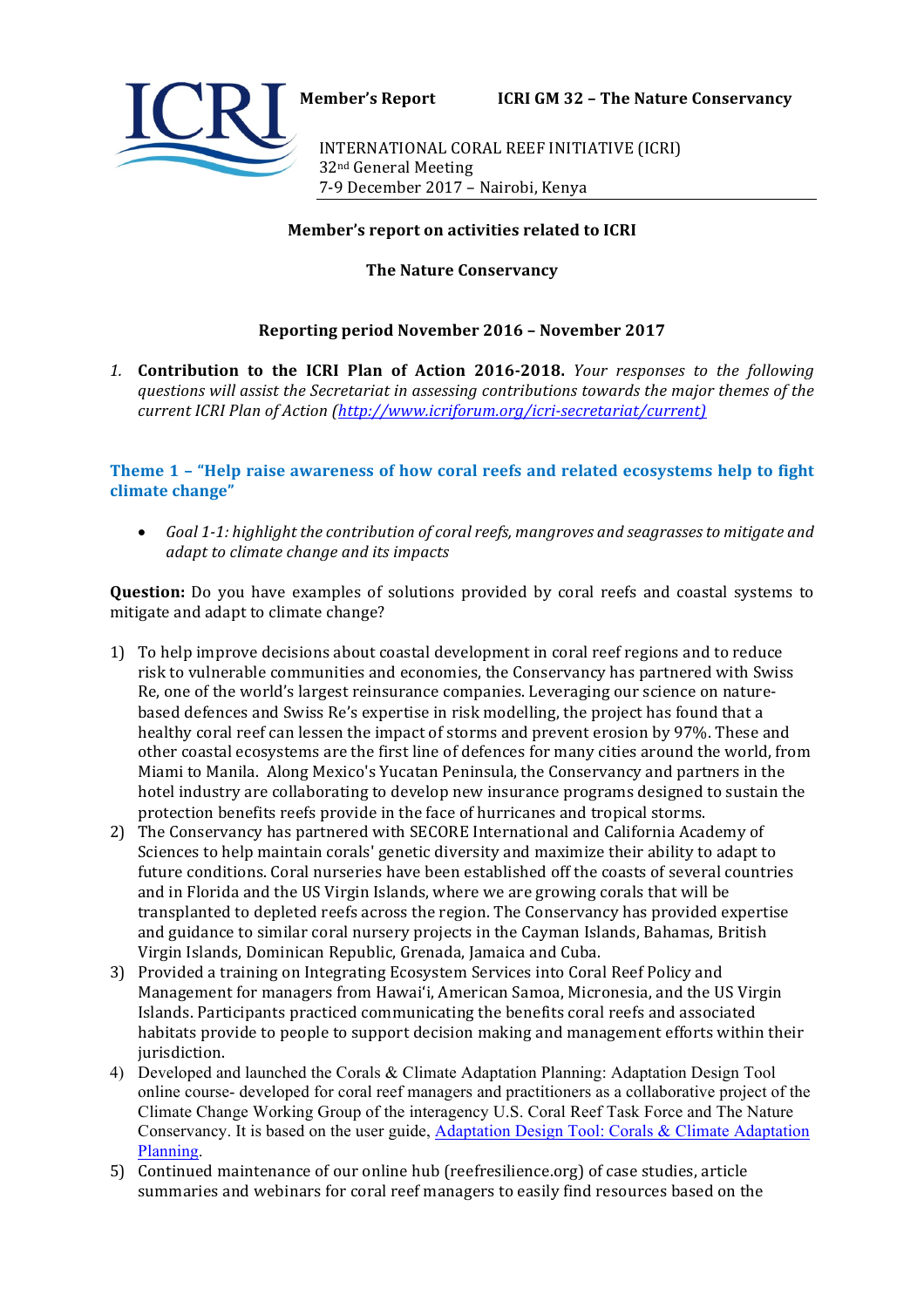**Member's Report** **ICRI GM 32 – The Nature Conservancy**

INTERNATIONAL CORAL REEF INITIATIVE (ICRI)
32nd General Meeting
7-9 December 2017 – Nairobi, Kenya

**Member's report on activities related to ICRI**

**The Nature Conservancy**

**Reporting period November 2016 – November 2017**

*1.* **Contribution to the ICRI Plan of Action 2016-2018.** *Your responses to the following questions will assist the Secretariat in assessing contributions towards the major themes of the current ICRI Plan of Action ([http://www.icriforum.org/icri-secretariat/current](http://www.icriforum.org/icri-secretariat/current))*

## Theme 1 – "Help raise awareness of how coral reefs and related ecosystems help to fight climate change"

- *Goal 1-1: highlight the contribution of coral reefs, mangroves and seagrasses to mitigate and adapt to climate change and its impacts*

**Question:** Do you have examples of solutions provided by coral reefs and coastal systems to mitigate and adapt to climate change?

1) To help improve decisions about coastal development in coral reef regions and to reduce risk to vulnerable communities and economies, the Conservancy has partnered with Swiss Re, one of the world's largest reinsurance companies. Leveraging our science on nature-based defences and Swiss Re's expertise in risk modelling, the project has found that a healthy coral reef can lessen the impact of storms and prevent erosion by 97%. These and other coastal ecosystems are the first line of defences for many cities around the world, from Miami to Manila. Along Mexico's Yucatan Peninsula, the Conservancy and partners in the hotel industry are collaborating to develop new insurance programs designed to sustain the protection benefits reefs provide in the face of hurricanes and tropical storms.
2) The Conservancy has partnered with SECORE International and California Academy of Sciences to help maintain corals' genetic diversity and maximize their ability to adapt to future conditions. Coral nurseries have been established off the coasts of several countries and in Florida and the US Virgin Islands, where we are growing corals that will be transplanted to depleted reefs across the region. The Conservancy has provided expertise and guidance to similar coral nursery projects in the Cayman Islands, Bahamas, British Virgin Islands, Dominican Republic, Grenada, Jamaica and Cuba.
3) Provided a training on Integrating Ecosystem Services into Coral Reef Policy and Management for managers from Hawai'i, American Samoa, Micronesia, and the US Virgin Islands. Participants practiced communicating the benefits coral reefs and associated habitats provide to people to support decision making and management efforts within their jurisdiction.
4) Developed and launched the Corals & Climate Adaptation Planning: Adaptation Design Tool online course- developed for coral reef managers and practitioners as a collaborative project of the Climate Change Working Group of the interagency U.S. Coral Reef Task Force and The Nature Conservancy. It is based on the user guide, Adaptation Design Tool: Corals & Climate Adaptation Planning.
5) Continued maintenance of our online hub (reefresilience.org) of case studies, article summaries and webinars for coral reef managers to easily find resources based on the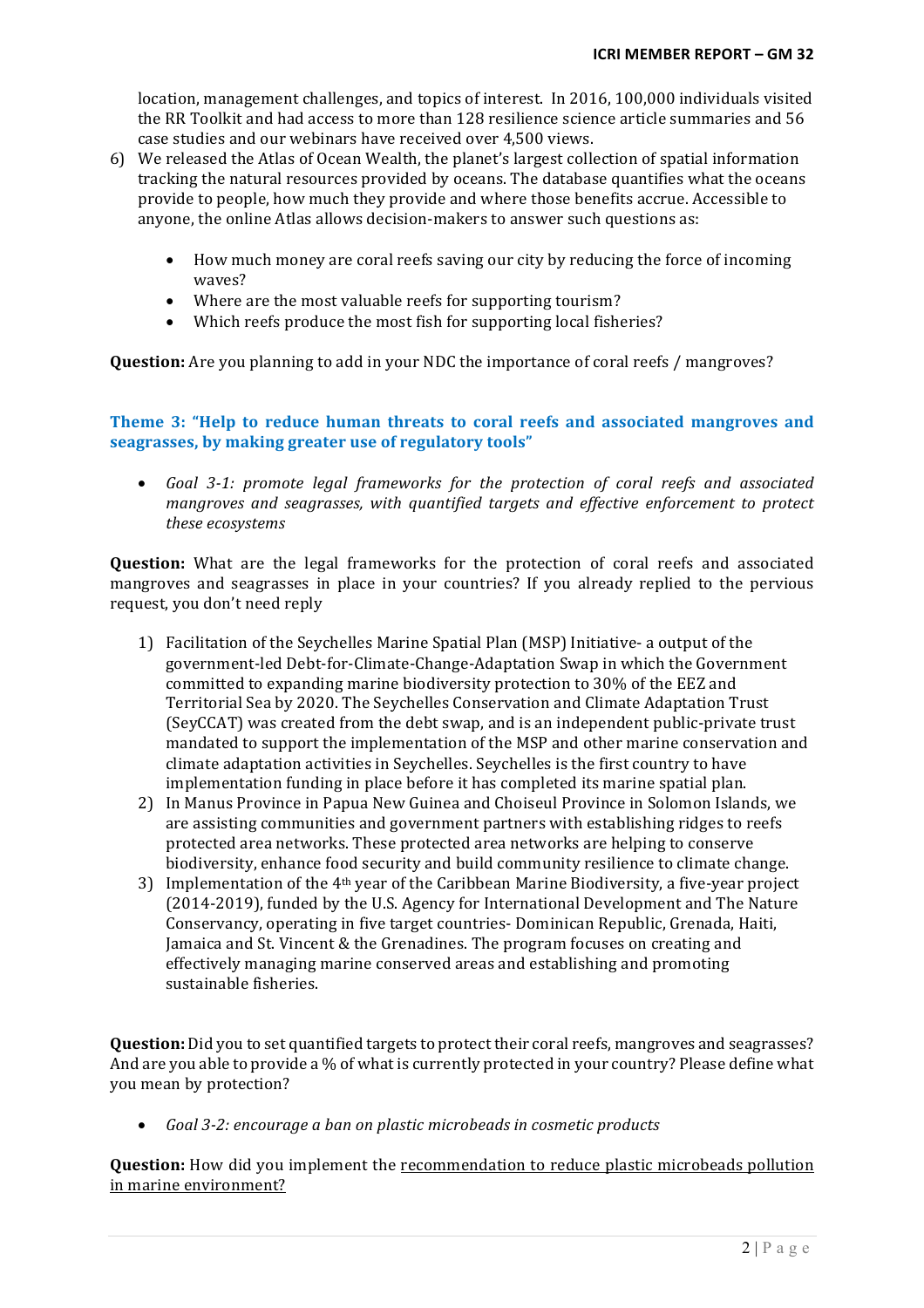location, management challenges, and topics of interest. In 2016, 100,000 individuals visited the RR Toolkit and had access to more than 128 resilience science article summaries and 56 case studies and our webinars have received over 4,500 views.

6) We released the Atlas of Ocean Wealth, the planet's largest collection of spatial information tracking the natural resources provided by oceans. The database quantifies what the oceans provide to people, how much they provide and where those benefits accrue. Accessible to anyone, the online Atlas allows decision-makers to answer such questions as:

    - How much money are coral reefs saving our city by reducing the force of incoming waves?
    - Where are the most valuable reefs for supporting tourism?
    - Which reefs produce the most fish for supporting local fisheries?

**Question:** Are you planning to add in your NDC the importance of coral reefs / mangroves?

### Theme 3: "Help to reduce human threats to coral reefs and associated mangroves and seagrasses, by making greater use of regulatory tools"

- *Goal 3-1: promote legal frameworks for the protection of coral reefs and associated mangroves and seagrasses, with quantified targets and effective enforcement to protect these ecosystems*

**Question:** What are the legal frameworks for the protection of coral reefs and associated mangroves and seagrasses in place in your countries? If you already replied to the pervious request, you don't need reply

1) Facilitation of the Seychelles Marine Spatial Plan (MSP) Initiative- a output of the government-led Debt-for-Climate-Change-Adaptation Swap in which the Government committed to expanding marine biodiversity protection to 30% of the EEZ and Territorial Sea by 2020. The Seychelles Conservation and Climate Adaptation Trust (SeyCCAT) was created from the debt swap, and is an independent public-private trust mandated to support the implementation of the MSP and other marine conservation and climate adaptation activities in Seychelles. Seychelles is the first country to have implementation funding in place before it has completed its marine spatial plan.
2) In Manus Province in Papua New Guinea and Choiseul Province in Solomon Islands, we are assisting communities and government partners with establishing ridges to reefs protected area networks. These protected area networks are helping to conserve biodiversity, enhance food security and build community resilience to climate change.
3) Implementation of the 4th year of the Caribbean Marine Biodiversity, a five-year project (2014-2019), funded by the U.S. Agency for International Development and The Nature Conservancy, operating in five target countries- Dominican Republic, Grenada, Haiti, Jamaica and St. Vincent & the Grenadines. The program focuses on creating and effectively managing marine conserved areas and establishing and promoting sustainable fisheries.

**Question:** Did you to set quantified targets to protect their coral reefs, mangroves and seagrasses? And are you able to provide a % of what is currently protected in your country? Please define what you mean by protection?

- *Goal 3-2: encourage a ban on plastic microbeads in cosmetic products*

**Question:** How did you implement the recommendation to reduce plastic microbeads pollution in marine environment?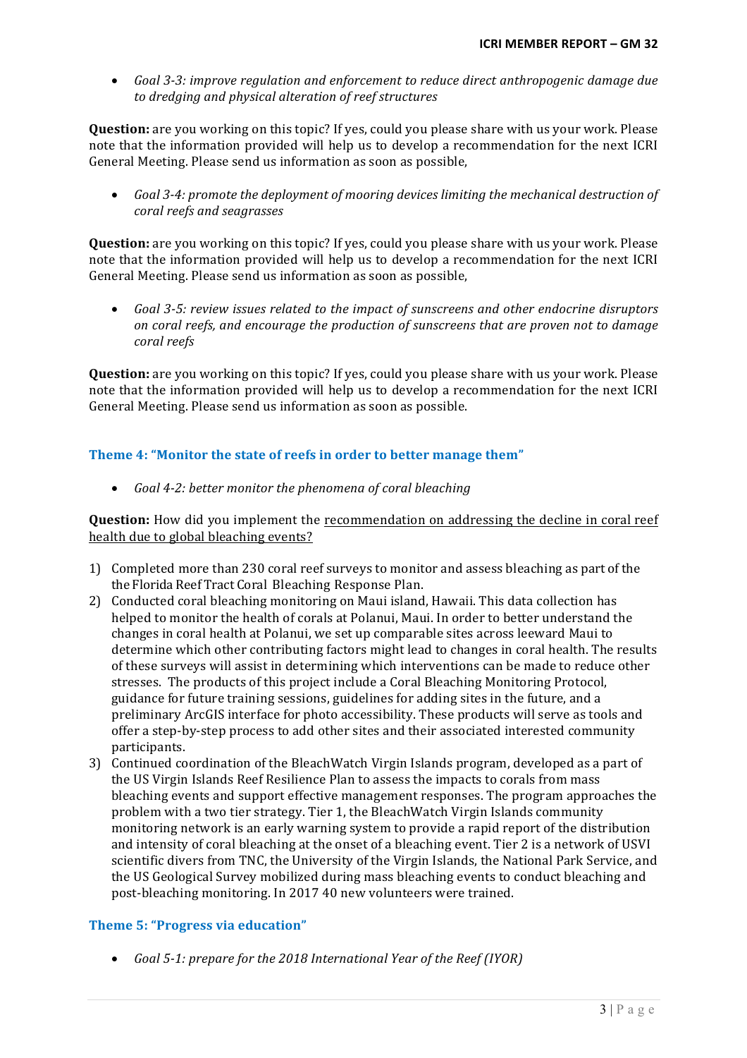- *Goal 3-3: improve regulation and enforcement to reduce direct anthropogenic damage due to dredging and physical alteration of reef structures*

**Question:** are you working on this topic? If yes, could you please share with us your work. Please note that the information provided will help us to develop a recommendation for the next ICRI General Meeting. Please send us information as soon as possible,

- *Goal 3-4: promote the deployment of mooring devices limiting the mechanical destruction of coral reefs and seagrasses*

**Question:** are you working on this topic? If yes, could you please share with us your work. Please note that the information provided will help us to develop a recommendation for the next ICRI General Meeting. Please send us information as soon as possible,

- *Goal 3-5: review issues related to the impact of sunscreens and other endocrine disruptors on coral reefs, and encourage the production of sunscreens that are proven not to damage coral reefs*

**Question:** are you working on this topic? If yes, could you please share with us your work. Please note that the information provided will help us to develop a recommendation for the next ICRI General Meeting. Please send us information as soon as possible.

### Theme 4: "Monitor the state of reefs in order to better manage them"

- *Goal 4-2: better monitor the phenomena of coral bleaching*

**Question:** How did you implement the recommendation on addressing the decline in coral reef health due to global bleaching events?

1) Completed more than 230 coral reef surveys to monitor and assess bleaching as part of the the Florida Reef Tract Coral Bleaching Response Plan.
2) Conducted coral bleaching monitoring on Maui island, Hawaii. This data collection has helped to monitor the health of corals at Polanui, Maui. In order to better understand the changes in coral health at Polanui, we set up comparable sites across leeward Maui to determine which other contributing factors might lead to changes in coral health. The results of these surveys will assist in determining which interventions can be made to reduce other stresses. The products of this project include a Coral Bleaching Monitoring Protocol, guidance for future training sessions, guidelines for adding sites in the future, and a preliminary ArcGIS interface for photo accessibility. These products will serve as tools and offer a step-by-step process to add other sites and their associated interested community participants.
3) Continued coordination of the BleachWatch Virgin Islands program, developed as a part of the US Virgin Islands Reef Resilience Plan to assess the impacts to corals from mass bleaching events and support effective management responses. The program approaches the problem with a two tier strategy. Tier 1, the BleachWatch Virgin Islands community monitoring network is an early warning system to provide a rapid report of the distribution and intensity of coral bleaching at the onset of a bleaching event. Tier 2 is a network of USVI scientific divers from TNC, the University of the Virgin Islands, the National Park Service, and the US Geological Survey mobilized during mass bleaching events to conduct bleaching and post-bleaching monitoring. In 2017 40 new volunteers were trained.

### Theme 5: "Progress via education"

- *Goal 5-1: prepare for the 2018 International Year of the Reef (IYOR)*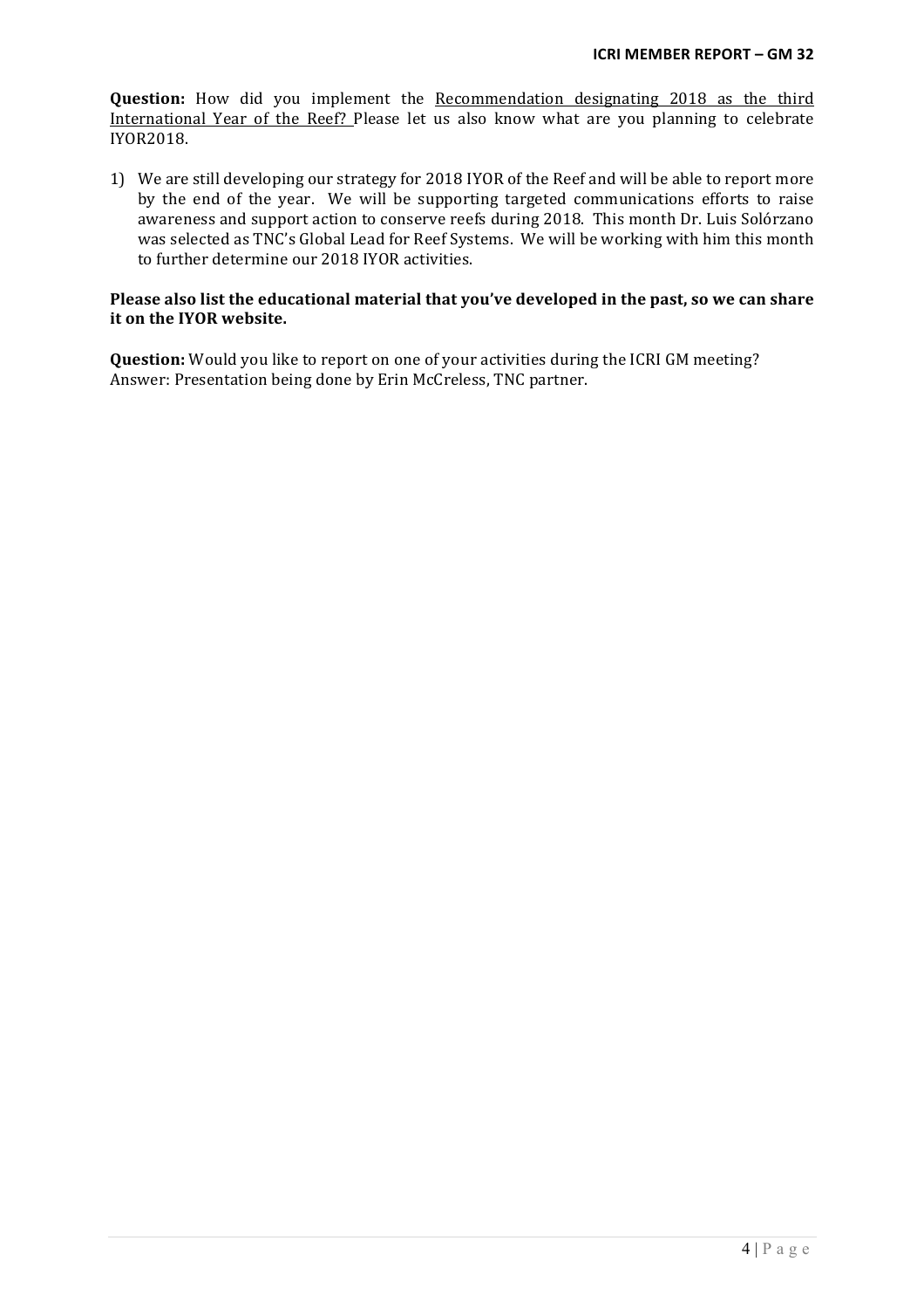**Question:** How did you implement the Recommendation designating 2018 as the third International Year of the Reef? Please let us also know what are you planning to celebrate IYOR2018.

1) We are still developing our strategy for 2018 IYOR of the Reef and will be able to report more by the end of the year. We will be supporting targeted communications efforts to raise awareness and support action to conserve reefs during 2018. This month Dr. Luis Solórzano was selected as TNC's Global Lead for Reef Systems. We will be working with him this month to further determine our 2018 IYOR activities.

**Please also list the educational material that you've developed in the past, so we can share it on the IYOR website.**

**Question:** Would you like to report on one of your activities during the ICRI GM meeting?
Answer: Presentation being done by Erin McCreless, TNC partner.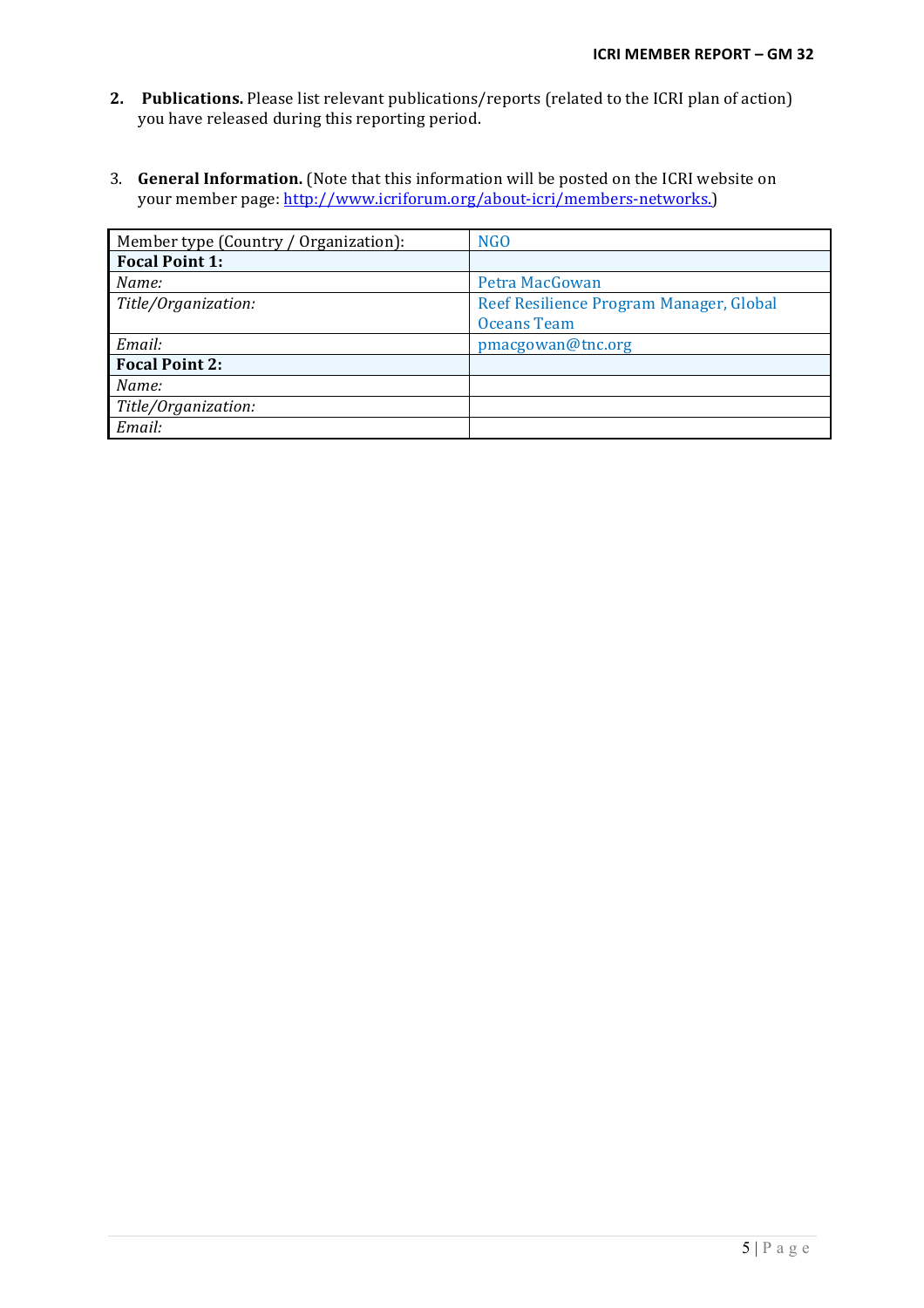2. **Publications.** Please list relevant publications/reports (related to the ICRI plan of action) you have released during this reporting period.

3. **General Information.** (Note that this information will be posted on the ICRI website on your member page: http://www.icriforum.org/about-icri/members-networks.)

| | |
|---|---|
| Member type (Country / Organization): | NGO |
| **Focal Point 1:** | |
| *Name:* | Petra MacGowan |
| *Title/Organization:* | Reef Resilience Program Manager, Global Oceans Team |
| *Email:* | pmacgowan@tnc.org |
| **Focal Point 2:** | |
| *Name:* | |
| *Title/Organization:* | |
| *Email:* | |